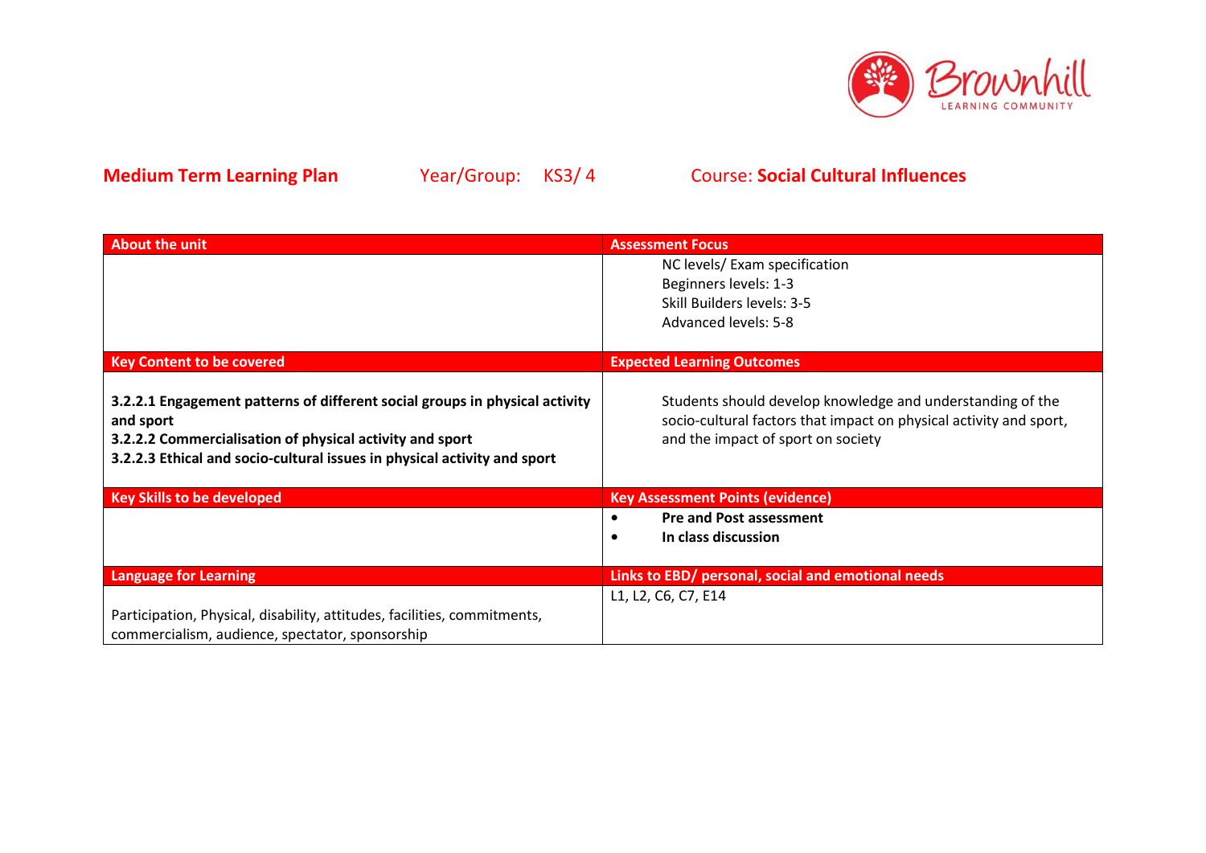**Medium Term Learning Plan** Year/Group: KS3/ 4 Course: **Social Cultural Influences**

| About the unit | Assessment Focus |
| --- | --- |
| | NC levels/ Exam specification<br>Beginners levels: 1-3<br>Skill Builders levels: 3-5<br>Advanced levels: 5-8 |
| **Key Content to be covered** | **Expected Learning Outcomes** |
| **3.2.2.1 Engagement patterns of different social groups in physical activity and sport**<br>**3.2.2.2 Commercialisation of physical activity and sport**<br>**3.2.2.3 Ethical and socio-cultural issues in physical activity and sport** | Students should develop knowledge and understanding of the socio-cultural factors that impact on physical activity and sport, and the impact of sport on society |
| **Key Skills to be developed** | **Key Assessment Points (evidence)** |
| | • **Pre and Post assessment**<br>• **In class discussion** |
| **Language for Learning** | **Links to EBD/ personal, social and emotional needs** |
| Participation, Physical, disability, attitudes, facilities, commitments, commercialism, audience, spectator, sponsorship | L1, L2, C6, C7, E14 |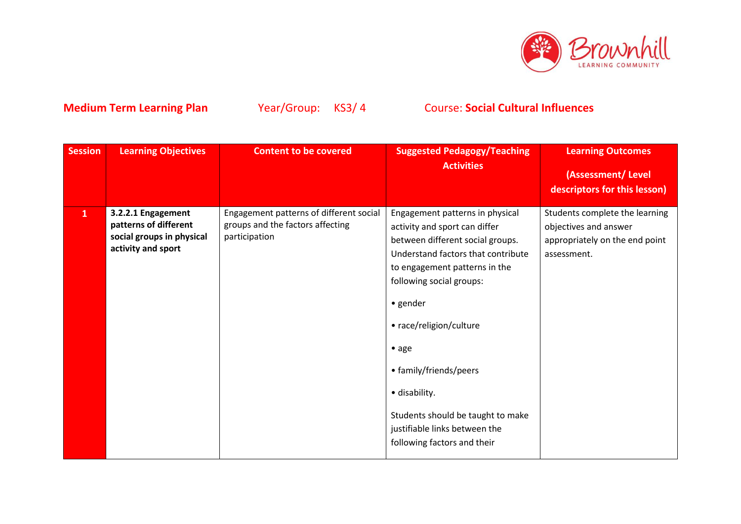**Medium Term Learning Plan** Year/Group: KS3/ 4 Course: **Social Cultural Influences**

| Session | Learning Objectives | Content to be covered | Suggested Pedagogy/Teaching Activities | Learning Outcomes (Assessment/ Level descriptors for this lesson) |
|---|---|---|---|---|
| 1 | **3.2.2.1 Engagement patterns of different social groups in physical activity and sport** | Engagement patterns of different social groups and the factors affecting participation | Engagement patterns in physical activity and sport can differ between different social groups. Understand factors that contribute to engagement patterns in the following social groups: <br>• gender <br>• race/religion/culture <br>• age <br>• family/friends/peers <br>• disability. <br>Students should be taught to make justifiable links between the following factors and their | Students complete the learning objectives and answer appropriately on the end point assessment. |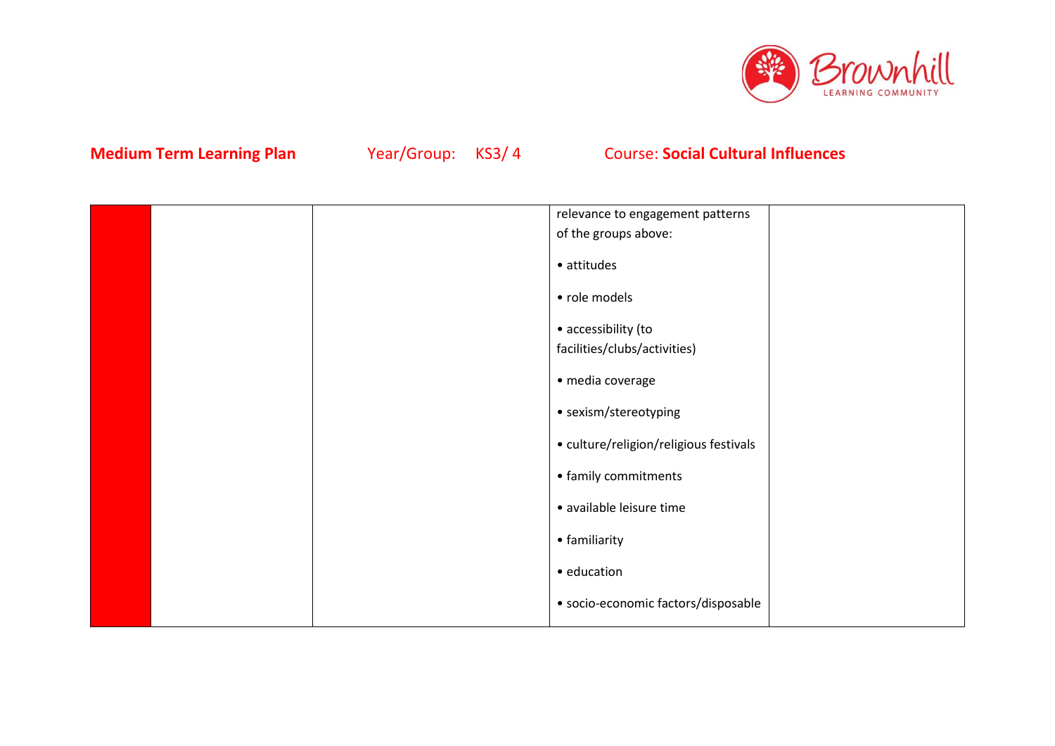**Medium Term Learning Plan** Year/Group: KS3/ 4 Course: **Social Cultural Influences**

| | | | | |
|---|---|---|---|---|
| | | | relevance to engagement patterns of the groups above:<br><br>• attitudes<br><br>• role models<br><br>• accessibility (to facilities/clubs/activities)<br><br>• media coverage<br><br>• sexism/stereotyping<br><br>• culture/religion/religious festivals<br><br>• family commitments<br><br>• available leisure time<br><br>• familiarity<br><br>• education<br><br>• socio-economic factors/disposable | |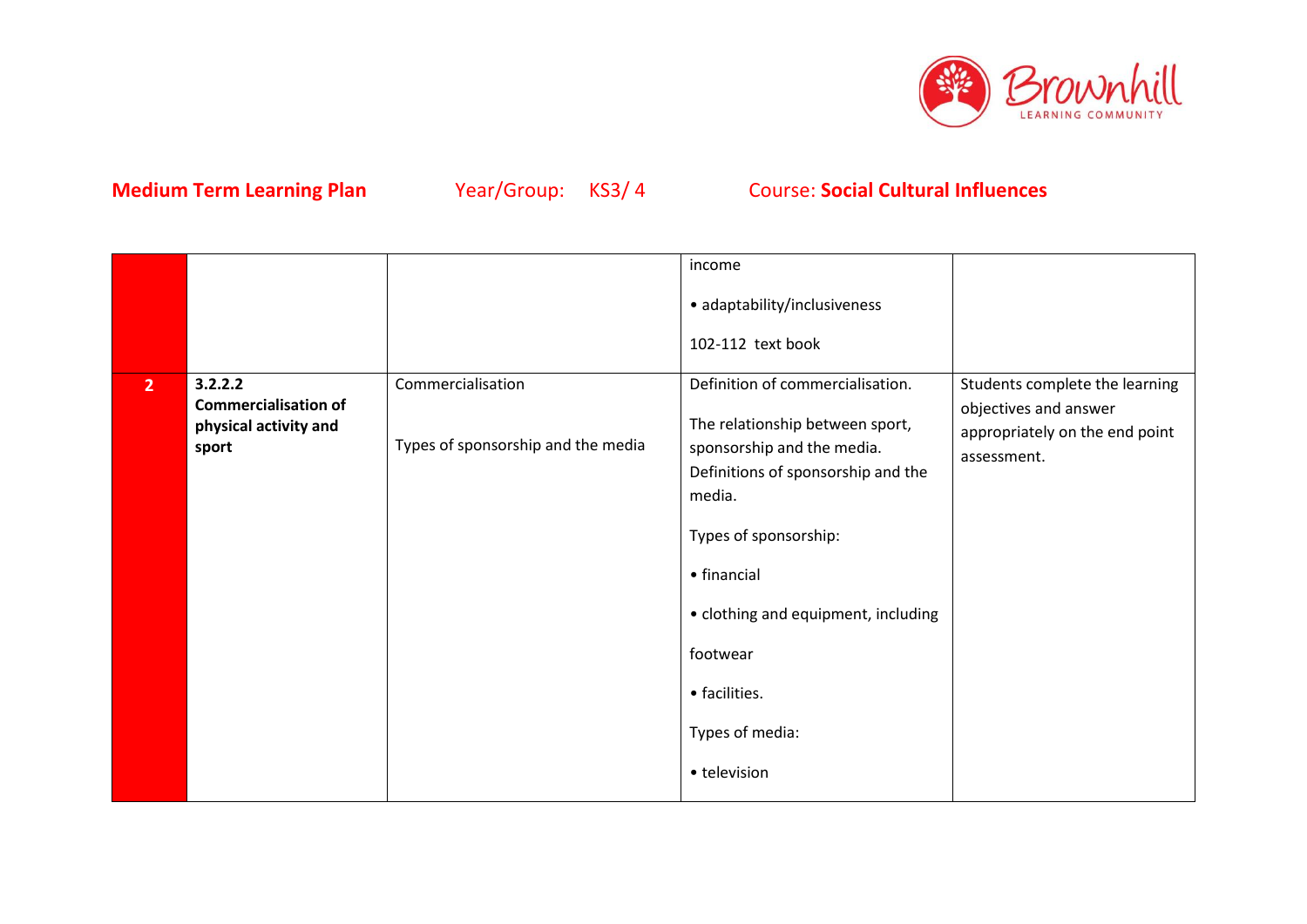**Medium Term Learning Plan** Year/Group: KS3/ 4 Course: **Social Cultural Influences**

| | | | | |
|---|---|---|---|---|
| | | | income<br><br>• adaptability/inclusiveness<br><br>102-112 text book | |
| **2** | **3.2.2.2 Commercialisation of physical activity and sport** | Commercialisation<br><br>Types of sponsorship and the media | Definition of commercialisation.<br><br>The relationship between sport, sponsorship and the media. Definitions of sponsorship and the media.<br><br>Types of sponsorship:<br><br>• financial<br><br>• clothing and equipment, including<br><br>footwear<br><br>• facilities.<br><br>Types of media:<br><br>• television | Students complete the learning objectives and answer appropriately on the end point assessment. |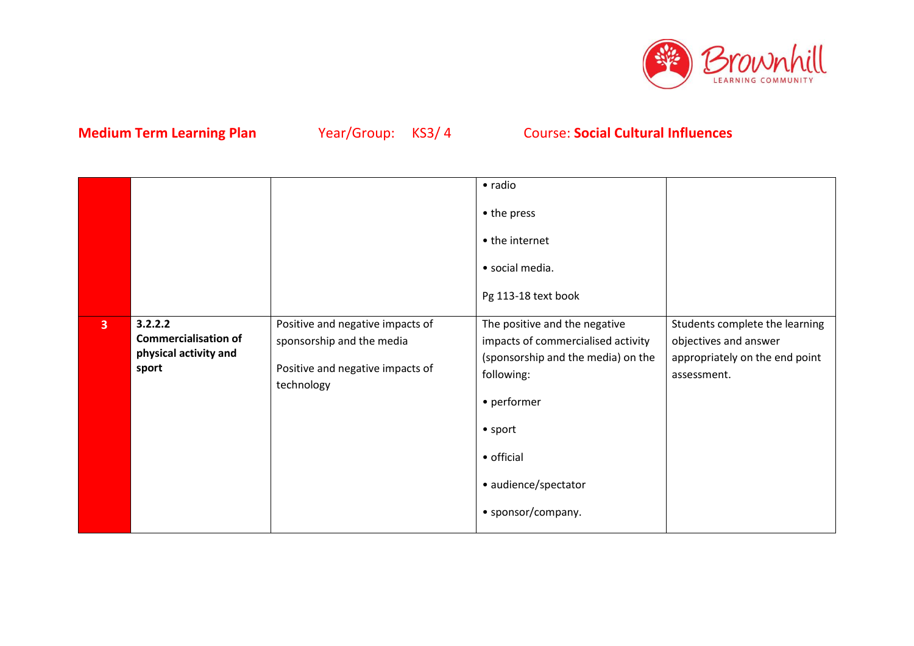**Medium Term Learning Plan** Year/Group: KS3/ 4 Course: **Social Cultural Influences**

| | | | | |
|---|---|---|---|---|
| | | | • radio<br><br>• the press<br><br>• the internet<br><br>• social media.<br><br>Pg 113-18 text book | |
| **3** | **3.2.2.2 Commercialisation of physical activity and sport** | Positive and negative impacts of sponsorship and the media<br><br>Positive and negative impacts of technology | The positive and the negative impacts of commercialised activity (sponsorship and the media) on the following:<br><br>• performer<br><br>• sport<br><br>• official<br><br>• audience/spectator<br><br>• sponsor/company. | Students complete the learning objectives and answer appropriately on the end point assessment. |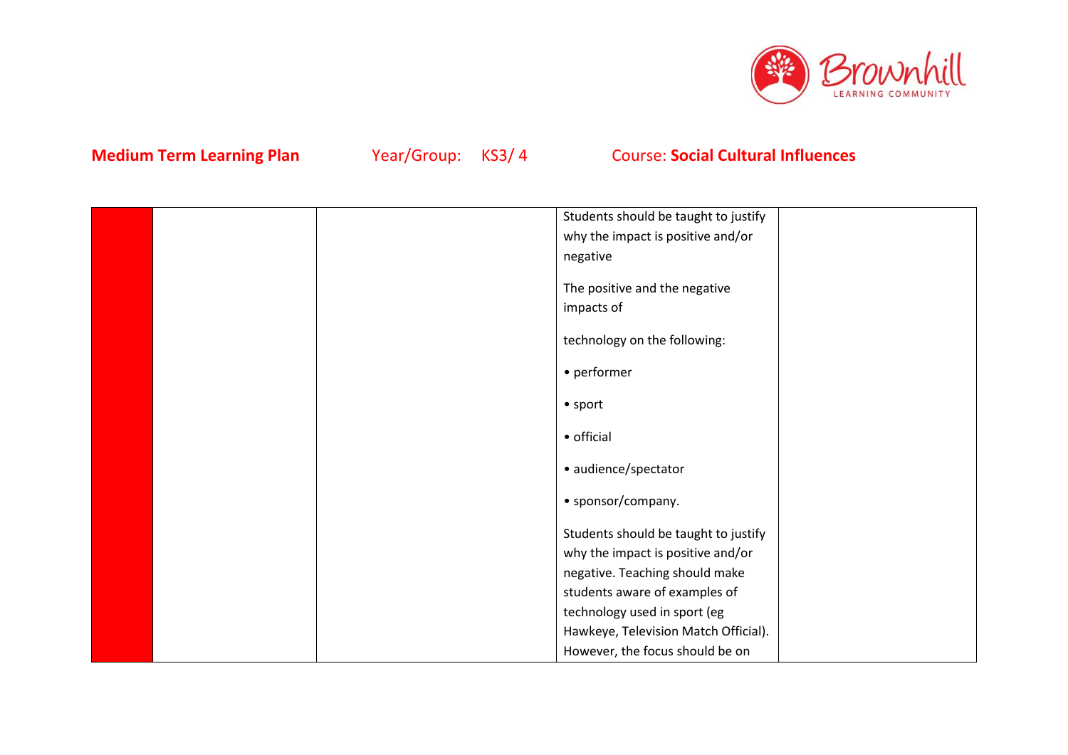**Medium Term Learning Plan** Year/Group: KS3/ 4 Course: **Social Cultural Influences**

| | | | | |
|---|---|---|---|---|
| | | | Students should be taught to justify why the impact is positive and/or negative<br><br>The positive and the negative impacts of<br><br>technology on the following:<br><br>• performer<br><br>• sport<br><br>• official<br><br>• audience/spectator<br><br>• sponsor/company.<br><br>Students should be taught to justify why the impact is positive and/or negative. Teaching should make students aware of examples of technology used in sport (eg Hawkeye, Television Match Official). However, the focus should be on | |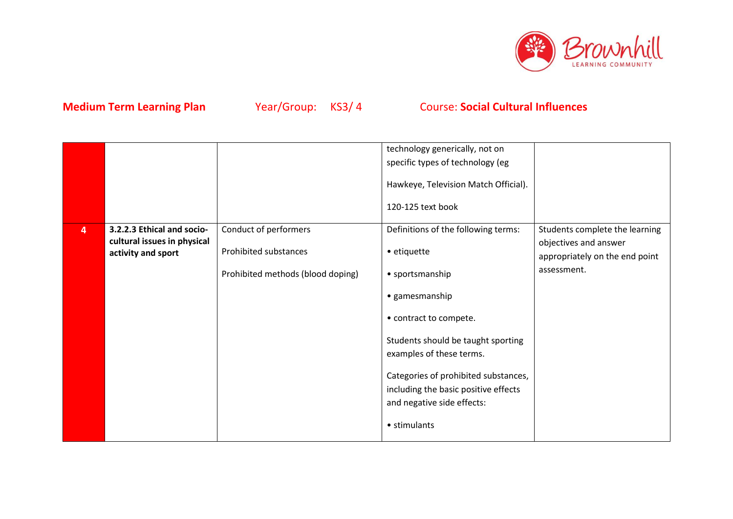**Medium Term Learning Plan** Year/Group: KS3/ 4 Course: **Social Cultural Influences**

| | | | | |
|---|---|---|---|---|
| | | | technology generically, not on specific types of technology (eg Hawkeye, Television Match Official).<br><br>120-125 text book | |
| 4 | **3.2.2.3 Ethical and socio-cultural issues in physical activity and sport** | Conduct of performers<br><br>Prohibited substances<br><br>Prohibited methods (blood doping) | Definitions of the following terms:<br><br>• etiquette<br><br>• sportsmanship<br><br>• gamesmanship<br><br>• contract to compete.<br><br>Students should be taught sporting examples of these terms.<br><br>Categories of prohibited substances, including the basic positive effects and negative side effects:<br><br>• stimulants | Students complete the learning objectives and answer appropriately on the end point assessment. |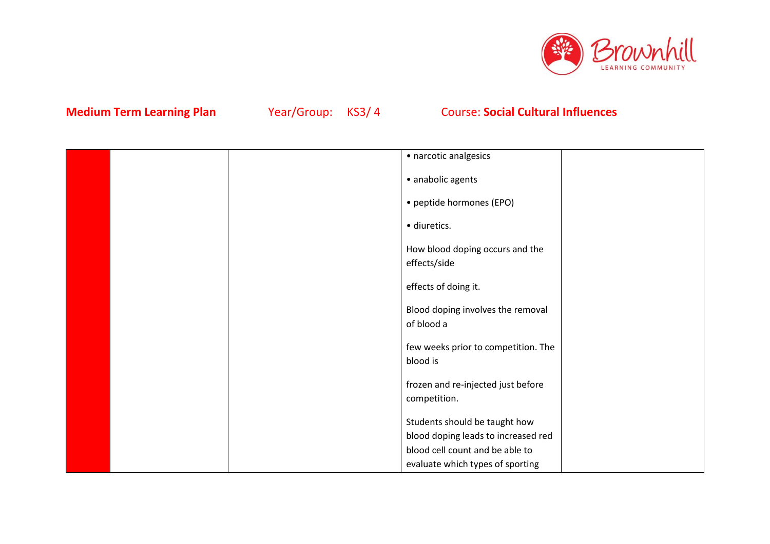**Medium Term Learning Plan** Year/Group: KS3/ 4 Course: **Social Cultural Influences**

| | | | | |
|---|---|---|---|---|
| | | | • narcotic analgesics<br><br>• anabolic agents<br><br>• peptide hormones (EPO)<br><br>• diuretics.<br><br>How blood doping occurs and the effects/side<br><br>effects of doing it.<br><br>Blood doping involves the removal of blood a<br><br>few weeks prior to competition. The blood is<br><br>frozen and re-injected just before competition.<br><br>Students should be taught how blood doping leads to increased red blood cell count and be able to evaluate which types of sporting | |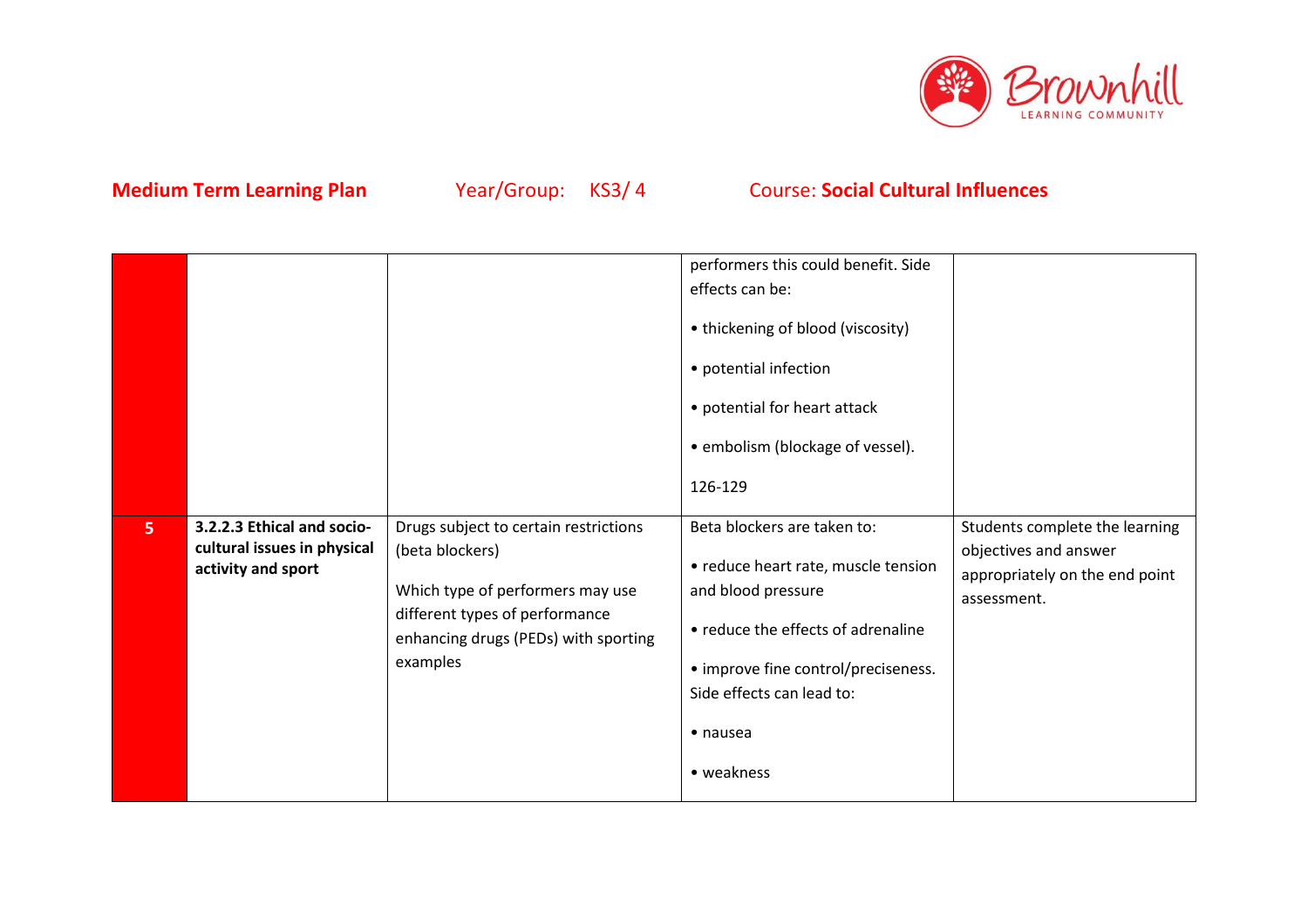**Medium Term Learning Plan** Year/Group: KS3/ 4 Course: **Social Cultural Influences**

| | | | | |
|---|---|---|---|---|
| | | | performers this could benefit. Side effects can be:<br><br>• thickening of blood (viscosity)<br><br>• potential infection<br><br>• potential for heart attack<br><br>• embolism (blockage of vessel).<br><br>126-129 | |
| 5 | **3.2.2.3 Ethical and socio-cultural issues in physical activity and sport** | Drugs subject to certain restrictions (beta blockers)<br><br>Which type of performers may use different types of performance enhancing drugs (PEDs) with sporting examples | Beta blockers are taken to:<br><br>• reduce heart rate, muscle tension and blood pressure<br><br>• reduce the effects of adrenaline<br><br>• improve fine control/preciseness. Side effects can lead to:<br><br>• nausea<br><br>• weakness | Students complete the learning objectives and answer appropriately on the end point assessment. |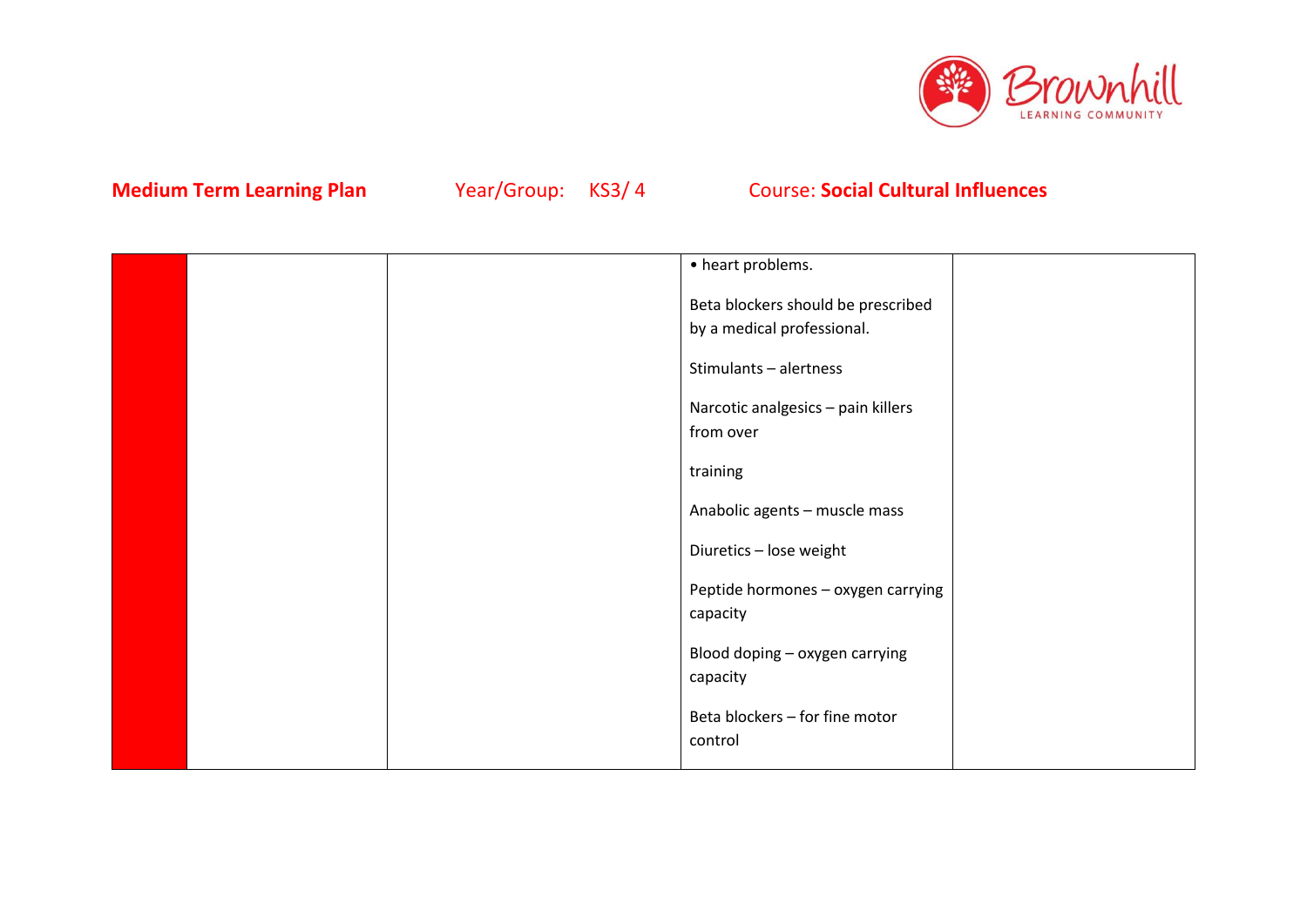**Medium Term Learning Plan** Year/Group: KS3/ 4 Course: **Social Cultural Influences**

| | | | | |
|---|---|---|---|---|
| | | | • heart problems.<br><br>Beta blockers should be prescribed by a medical professional.<br><br>Stimulants – alertness<br><br>Narcotic analgesics – pain killers from over<br><br>training<br><br>Anabolic agents – muscle mass<br><br>Diuretics – lose weight<br><br>Peptide hormones – oxygen carrying capacity<br><br>Blood doping – oxygen carrying capacity<br><br>Beta blockers – for fine motor control | |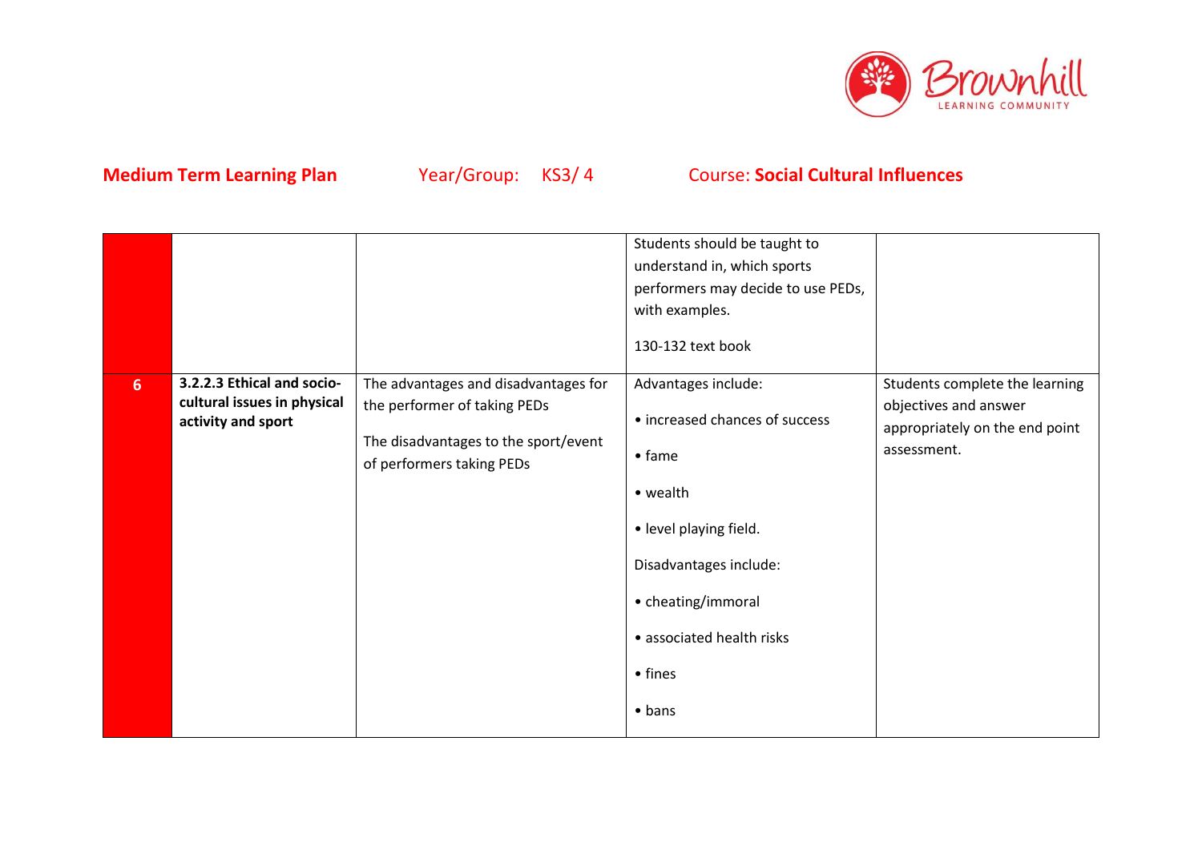**Medium Term Learning Plan** Year/Group: KS3/ 4 Course: **Social Cultural Influences**

| | | | | |
|---|---|---|---|---|
| | | | Students should be taught to understand in, which sports performers may decide to use PEDs, with examples.<br><br>130-132 text book | |
| 6 | **3.2.2.3 Ethical and socio-cultural issues in physical activity and sport** | The advantages and disadvantages for the performer of taking PEDs<br><br>The disadvantages to the sport/event of performers taking PEDs | Advantages include:<br><br>• increased chances of success<br><br>• fame<br><br>• wealth<br><br>• level playing field.<br><br>Disadvantages include:<br><br>• cheating/immoral<br><br>• associated health risks<br><br>• fines<br><br>• bans | Students complete the learning objectives and answer appropriately on the end point assessment. |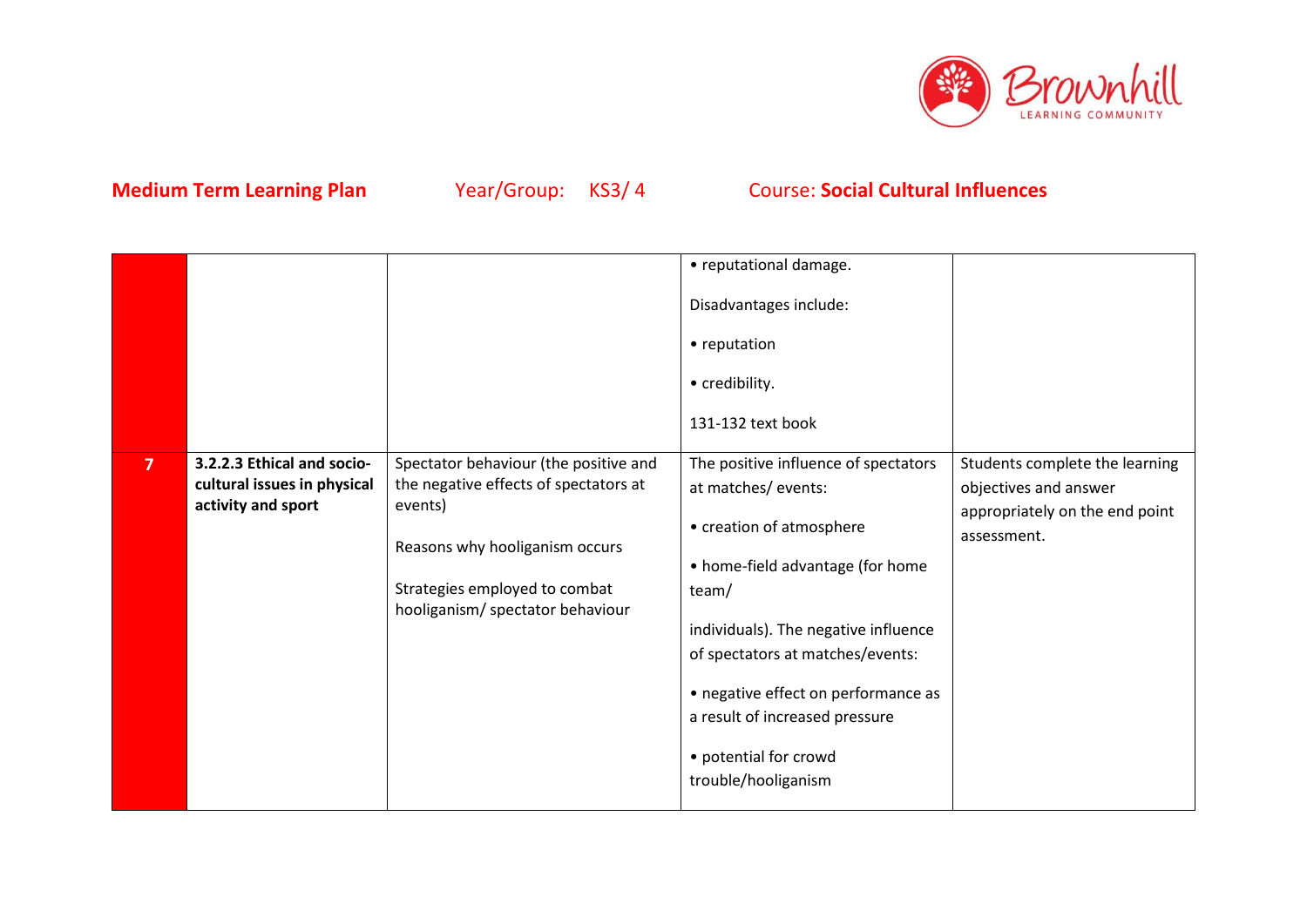**Medium Term Learning Plan** Year/Group: KS3/ 4 Course: **Social Cultural Influences**

| | | | | |
|---|---|---|---|---|
| | | | • reputational damage.<br><br>Disadvantages include:<br><br>• reputation<br><br>• credibility.<br><br>131-132 text book | |
| **7** | **3.2.2.3 Ethical and socio-cultural issues in physical activity and sport** | Spectator behaviour (the positive and the negative effects of spectators at events)<br><br>Reasons why hooliganism occurs<br><br>Strategies employed to combat hooliganism/ spectator behaviour | The positive influence of spectators at matches/ events:<br><br>• creation of atmosphere<br><br>• home-field advantage (for home team/<br><br>individuals). The negative influence of spectators at matches/events:<br><br>• negative effect on performance as a result of increased pressure<br><br>• potential for crowd trouble/hooliganism | Students complete the learning objectives and answer appropriately on the end point assessment. |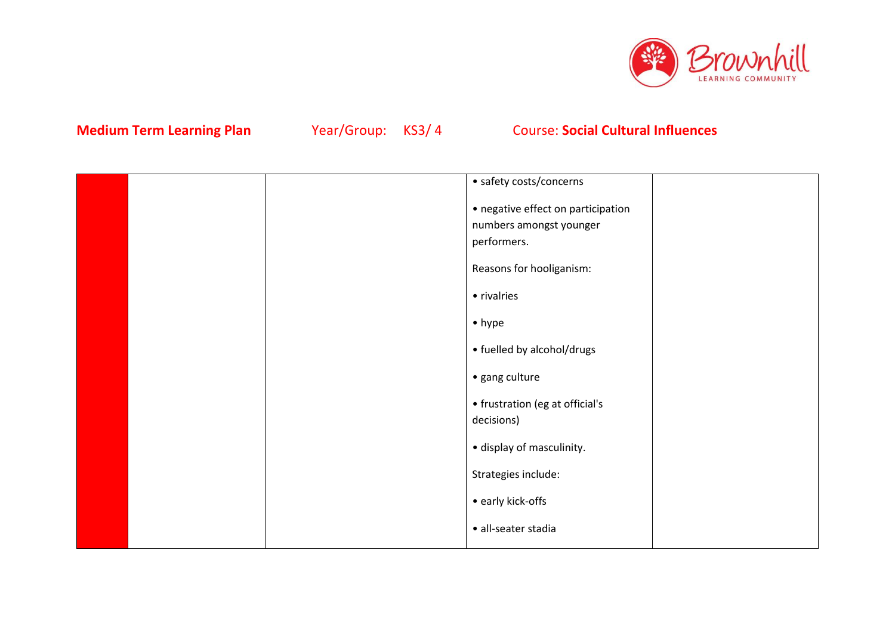**Medium Term Learning Plan** Year/Group: KS3/ 4 Course: **Social Cultural Influences**

| | | | | |
|---|---|---|---|---|
| | | | • safety costs/concerns<br><br>• negative effect on participation numbers amongst younger performers.<br><br>Reasons for hooliganism:<br><br>• rivalries<br><br>• hype<br><br>• fuelled by alcohol/drugs<br><br>• gang culture<br><br>• frustration (eg at official's decisions)<br><br>• display of masculinity.<br><br>Strategies include:<br><br>• early kick-offs<br><br>• all-seater stadia | |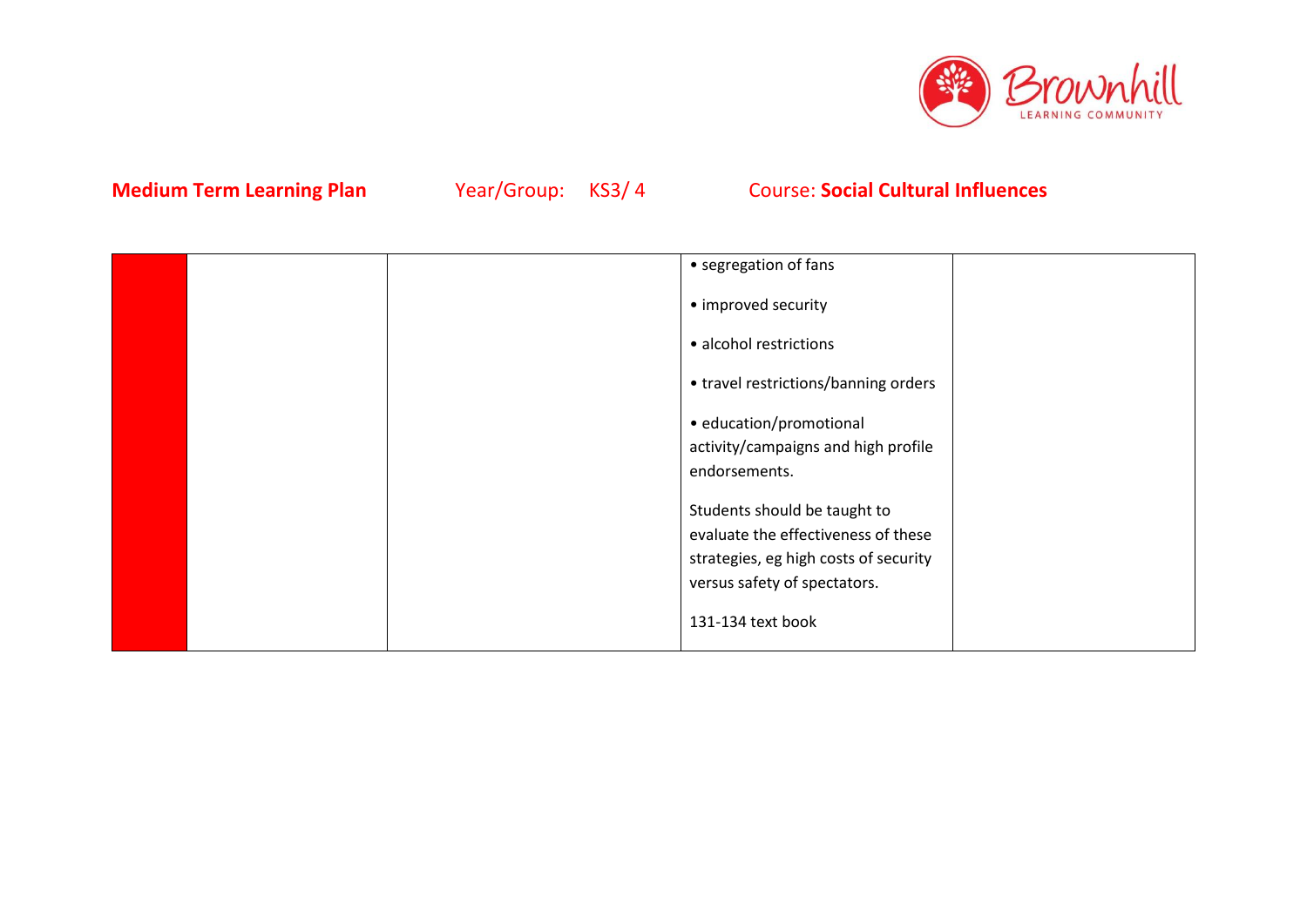**Medium Term Learning Plan** Year/Group: KS3/ 4 Course: **Social Cultural Influences**

| | | | | |
|---|---|---|---|---|
| | | | • segregation of fans<br><br>• improved security<br><br>• alcohol restrictions<br><br>• travel restrictions/banning orders<br><br>• education/promotional activity/campaigns and high profile endorsements.<br><br>Students should be taught to evaluate the effectiveness of these strategies, eg high costs of security versus safety of spectators.<br><br>131-134 text book | |